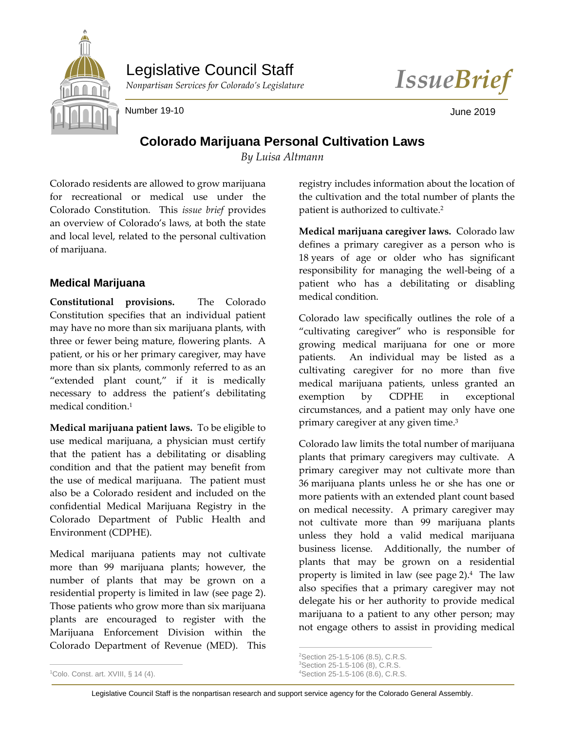Legislative Council Staff

*Nonpartisan Services for Colorado's Legislature*

*IssueBrief*

Number 19-10

June 2019

# Colorado Marijuana Personal Cultivation Laws

*By Luisa Altmann*

Colorado residents are allowed to grow marijuana for recreational or medical use under the Colorado Constitution. This *issue brief* provides an overview of Colorado's laws, at both the state and local level, related to the personal cultivation of marijuana.

## Medical Marijuana

**Constitutional provisions.** The Colorado Constitution specifies that an individual patient may have no more than six marijuana plants, with three or fewer being mature, flowering plants. A patient, or his or her primary caregiver, may have more than six plants, commonly referred to as an "extended plant count," if it is medically necessary to address the patient's debilitating medical condition.[1]

**Medical marijuana patient laws.** To be eligible to use medical marijuana, a physician must certify that the patient has a debilitating or disabling condition and that the patient may benefit from the use of medical marijuana. The patient must also be a Colorado resident and included on the confidential Medical Marijuana Registry in the Colorado Department of Public Health and Environment (CDPHE).

Medical marijuana patients may not cultivate more than 99 marijuana plants; however, the number of plants that may be grown on a residential property is limited in law (see page 2). Those patients who grow more than six marijuana plants are encouraged to register with the Marijuana Enforcement Division within the Colorado Department of Revenue (MED). This registry includes information about the location of the cultivation and the total number of plants the patient is authorized to cultivate.[2]

**Medical marijuana caregiver laws.** Colorado law defines a primary caregiver as a person who is 18 years of age or older who has significant responsibility for managing the well-being of a patient who has a debilitating or disabling medical condition.

Colorado law specifically outlines the role of a "cultivating caregiver" who is responsible for growing medical marijuana for one or more patients. An individual may be listed as a cultivating caregiver for no more than five medical marijuana patients, unless granted an exemption by CDPHE in exceptional circumstances, and a patient may only have one primary caregiver at any given time.[3]

Colorado law limits the total number of marijuana plants that primary caregivers may cultivate. A primary caregiver may not cultivate more than 36 marijuana plants unless he or she has one or more patients with an extended plant count based on medical necessity. A primary caregiver may not cultivate more than 99 marijuana plants unless they hold a valid medical marijuana business license. Additionally, the number of plants that may be grown on a residential property is limited in law (see page 2).[4] The law also specifies that a primary caregiver may not delegate his or her authority to provide medical marijuana to a patient to any other person; may not engage others to assist in providing medical

---

[1] Colo. Const. art. XVIII, § 14 (4).

[2] Section 25-1.5-106 (8.5), C.R.S.

[3] Section 25-1.5-106 (8), C.R.S.

[4] Section 25-1.5-106 (8.6), C.R.S.

Legislative Council Staff is the nonpartisan research and support service agency for the Colorado General Assembly.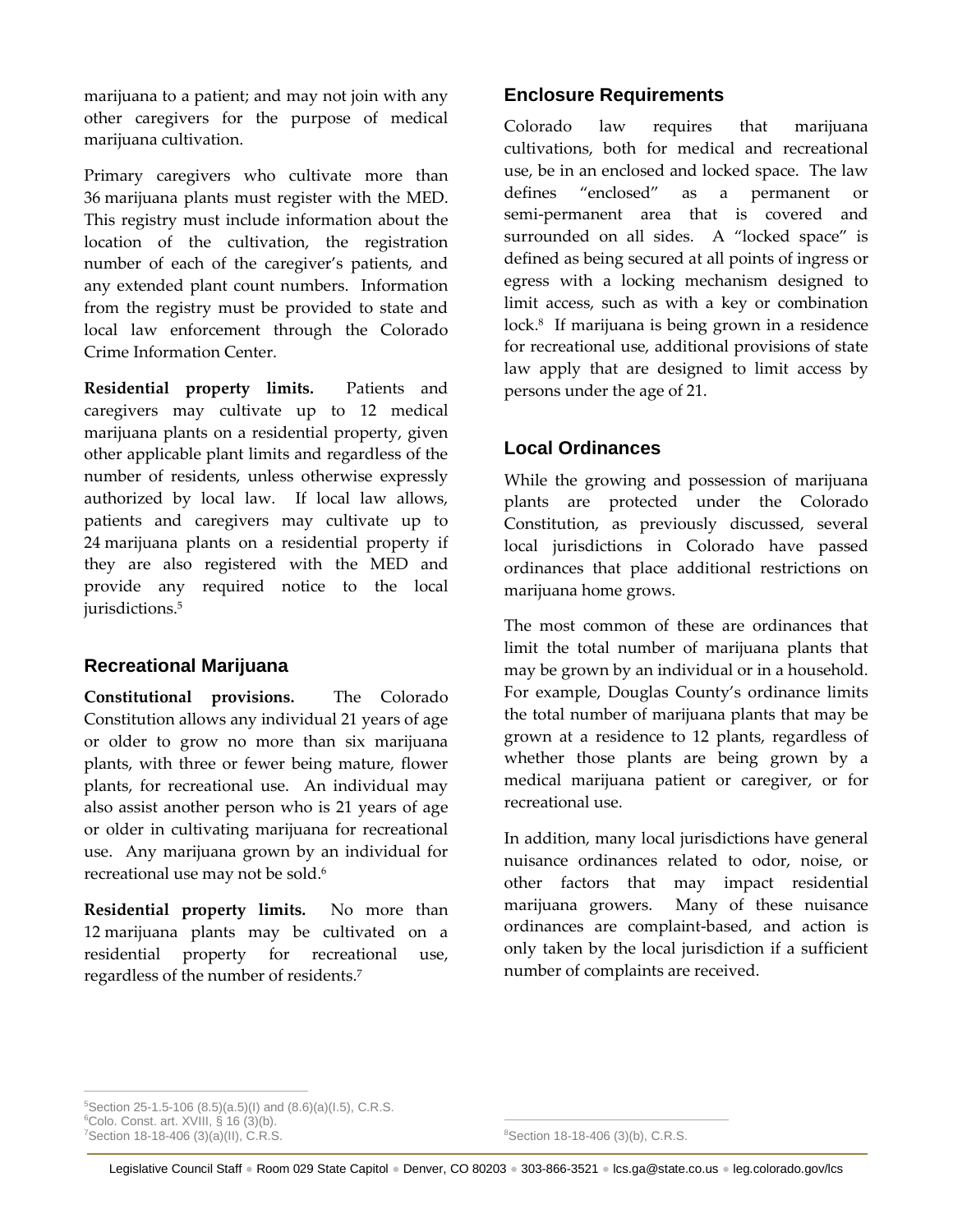marijuana to a patient; and may not join with any other caregivers for the purpose of medical marijuana cultivation.

Primary caregivers who cultivate more than 36 marijuana plants must register with the MED. This registry must include information about the location of the cultivation, the registration number of each of the caregiver's patients, and any extended plant count numbers. Information from the registry must be provided to state and local law enforcement through the Colorado Crime Information Center.

**Residential property limits.** Patients and caregivers may cultivate up to 12 medical marijuana plants on a residential property, given other applicable plant limits and regardless of the number of residents, unless otherwise expressly authorized by local law. If local law allows, patients and caregivers may cultivate up to 24 marijuana plants on a residential property if they are also registered with the MED and provide any required notice to the local jurisdictions.[5]

## Recreational Marijuana

**Constitutional provisions.** The Colorado Constitution allows any individual 21 years of age or older to grow no more than six marijuana plants, with three or fewer being mature, flower plants, for recreational use. An individual may also assist another person who is 21 years of age or older in cultivating marijuana for recreational use. Any marijuana grown by an individual for recreational use may not be sold.[6]

**Residential property limits.** No more than 12 marijuana plants may be cultivated on a residential property for recreational use, regardless of the number of residents.[7]

## Enclosure Requirements

Colorado law requires that marijuana cultivations, both for medical and recreational use, be in an enclosed and locked space. The law defines "enclosed" as a permanent or semi-permanent area that is covered and surrounded on all sides. A "locked space" is defined as being secured at all points of ingress or egress with a locking mechanism designed to limit access, such as with a key or combination lock.[8] If marijuana is being grown in a residence for recreational use, additional provisions of state law apply that are designed to limit access by persons under the age of 21.

## Local Ordinances

While the growing and possession of marijuana plants are protected under the Colorado Constitution, as previously discussed, several local jurisdictions in Colorado have passed ordinances that place additional restrictions on marijuana home grows.

The most common of these are ordinances that limit the total number of marijuana plants that may be grown by an individual or in a household. For example, Douglas County's ordinance limits the total number of marijuana plants that may be grown at a residence to 12 plants, regardless of whether those plants are being grown by a medical marijuana patient or caregiver, or for recreational use.

In addition, many local jurisdictions have general nuisance ordinances related to odor, noise, or other factors that may impact residential marijuana growers. Many of these nuisance ordinances are complaint-based, and action is only taken by the local jurisdiction if a sufficient number of complaints are received.

[5]Section 25-1.5-106 (8.5)(a.5)(I) and (8.6)(a)(I.5), C.R.S.
[6]Colo. Const. art. XVIII, § 16 (3)(b).
[7]Section 18-18-406 (3)(a)(II), C.R.S.
[8]Section 18-18-406 (3)(b), C.R.S.